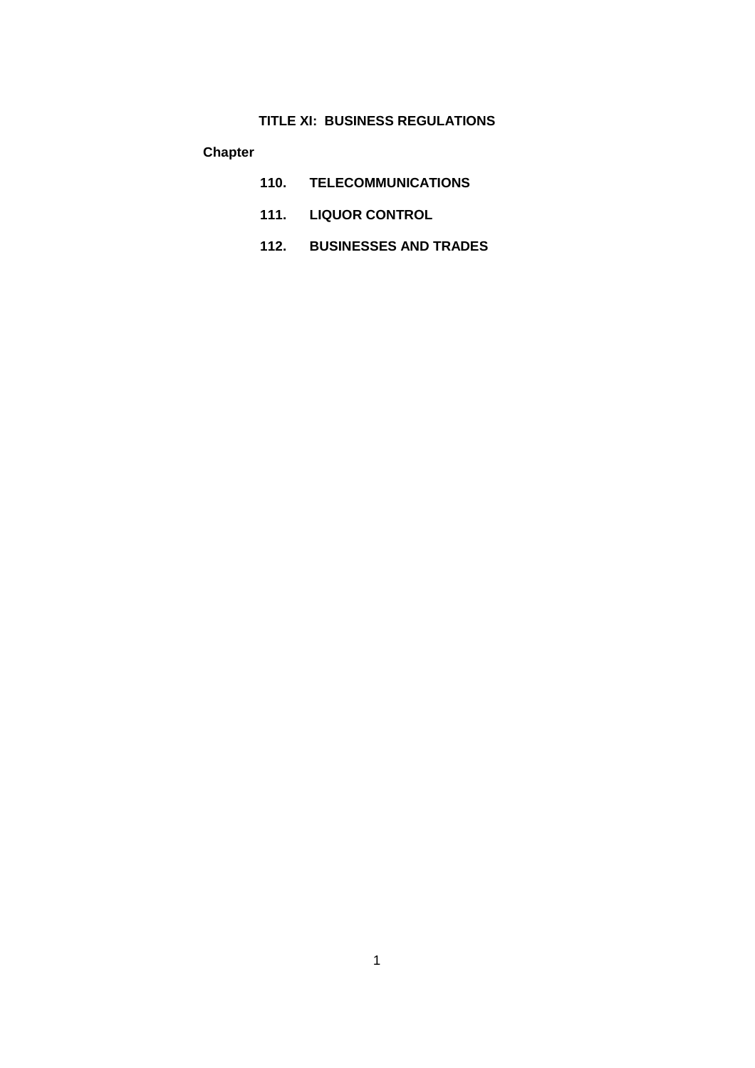# TITLE XI: BUSINESS REGULATIONS

**Chapter**

**110. TELECOMMUNICATIONS**

**111. LIQUOR CONTROL**

**112. BUSINESSES AND TRADES**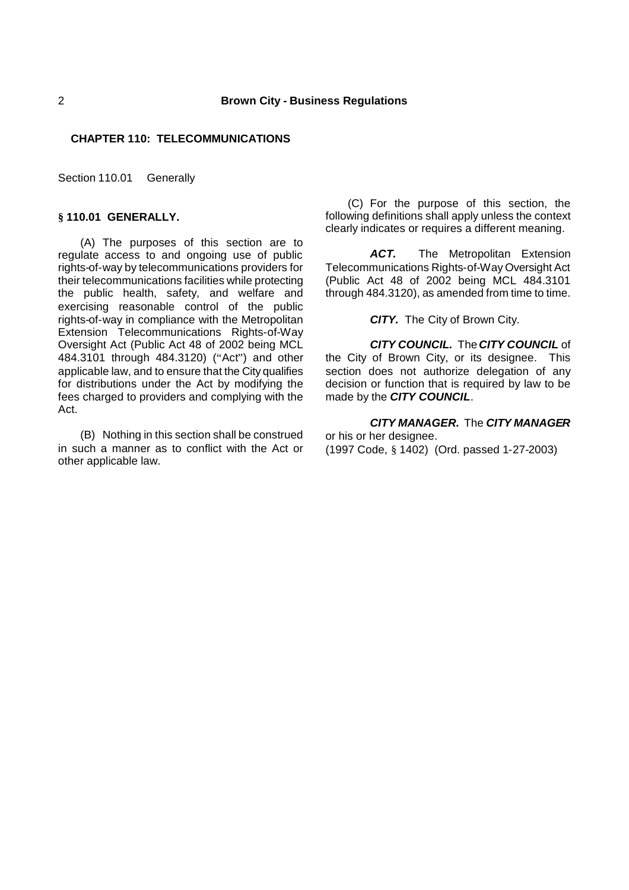## CHAPTER 110: TELECOMMUNICATIONS

Section 110.01 Generally

### § 110.01 GENERALLY.

(A) The purposes of this section are to regulate access to and ongoing use of public rights-of-way by telecommunications providers for their telecommunications facilities while protecting the public health, safety, and welfare and exercising reasonable control of the public rights-of-way in compliance with the Metropolitan Extension Telecommunications Rights-of-Way Oversight Act (Public Act 48 of 2002 being MCL 484.3101 through 484.3120) ("Act") and other applicable law, and to ensure that the City qualifies for distributions under the Act by modifying the fees charged to providers and complying with the Act.

(B) Nothing in this section shall be construed in such a manner as to conflict with the Act or other applicable law.

(C) For the purpose of this section, the following definitions shall apply unless the context clearly indicates or requires a different meaning.

***ACT.*** The Metropolitan Extension Telecommunications Rights-of-Way Oversight Act (Public Act 48 of 2002 being MCL 484.3101 through 484.3120), as amended from time to time.

***CITY.*** The City of Brown City.

***CITY COUNCIL.*** The ***CITY COUNCIL*** of the City of Brown City, or its designee. This section does not authorize delegation of any decision or function that is required by law to be made by the ***CITY COUNCIL***.

***CITY MANAGER.*** The ***CITY MANAGER*** or his or her designee.

(1997 Code, § 1402) (Ord. passed 1-27-2003)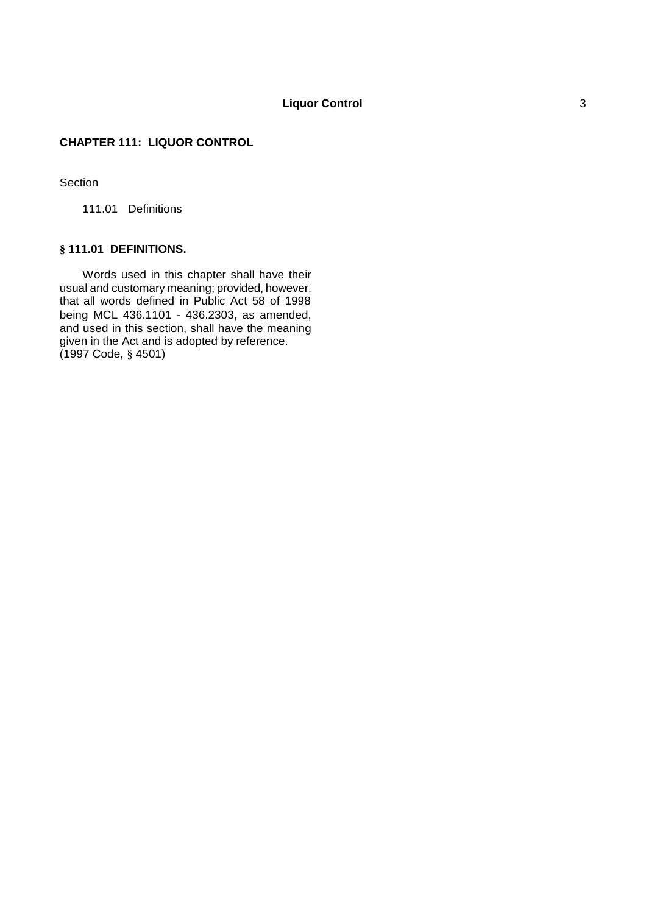# CHAPTER 111: LIQUOR CONTROL

Section

111.01 Definitions

## § 111.01 DEFINITIONS.

Words used in this chapter shall have their usual and customary meaning; provided, however, that all words defined in Public Act 58 of 1998 being MCL 436.1101 - 436.2303, as amended, and used in this section, shall have the meaning given in the Act and is adopted by reference.
(1997 Code, § 4501)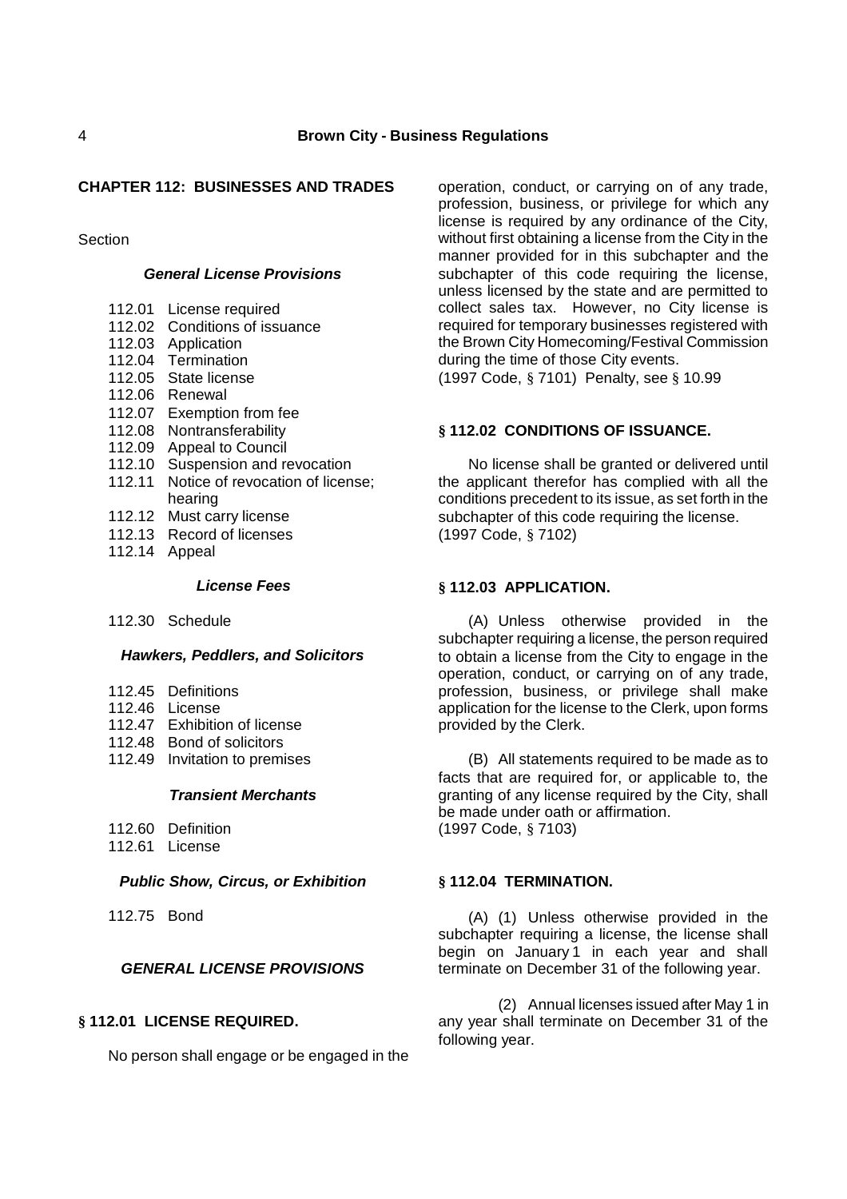## CHAPTER 112: BUSINESSES AND TRADES

Section

***General License Provisions***

- 112.01 License required
- 112.02 Conditions of issuance
- 112.03 Application
- 112.04 Termination
- 112.05 State license
- 112.06 Renewal
- 112.07 Exemption from fee
- 112.08 Nontransferability
- 112.09 Appeal to Council
- 112.10 Suspension and revocation
- 112.11 Notice of revocation of license; hearing
- 112.12 Must carry license
- 112.13 Record of licenses
- 112.14 Appeal

***License Fees***

- 112.30 Schedule

***Hawkers, Peddlers, and Solicitors***

- 112.45 Definitions
- 112.46 License
- 112.47 Exhibition of license
- 112.48 Bond of solicitors
- 112.49 Invitation to premises

***Transient Merchants***

- 112.60 Definition
- 112.61 License

***Public Show, Circus, or Exhibition***

- 112.75 Bond

***GENERAL LICENSE PROVISIONS***

### § 112.01 LICENSE REQUIRED.

No person shall engage or be engaged in the operation, conduct, or carrying on of any trade, profession, business, or privilege for which any license is required by any ordinance of the City, without first obtaining a license from the City in the manner provided for in this subchapter and the subchapter of this code requiring the license, unless licensed by the state and are permitted to collect sales tax. However, no City license is required for temporary businesses registered with the Brown City Homecoming/Festival Commission during the time of those City events.
(1997 Code, § 7101) Penalty, see § 10.99

### § 112.02 CONDITIONS OF ISSUANCE.

No license shall be granted or delivered until the applicant therefor has complied with all the conditions precedent to its issue, as set forth in the subchapter of this code requiring the license.
(1997 Code, § 7102)

### § 112.03 APPLICATION.

(A) Unless otherwise provided in the subchapter requiring a license, the person required to obtain a license from the City to engage in the operation, conduct, or carrying on of any trade, profession, business, or privilege shall make application for the license to the Clerk, upon forms provided by the Clerk.

(B) All statements required to be made as to facts that are required for, or applicable to, the granting of any license required by the City, shall be made under oath or affirmation.
(1997 Code, § 7103)

### § 112.04 TERMINATION.

(A) (1) Unless otherwise provided in the subchapter requiring a license, the license shall begin on January 1 in each year and shall terminate on December 31 of the following year.

(2) Annual licenses issued after May 1 in any year shall terminate on December 31 of the following year.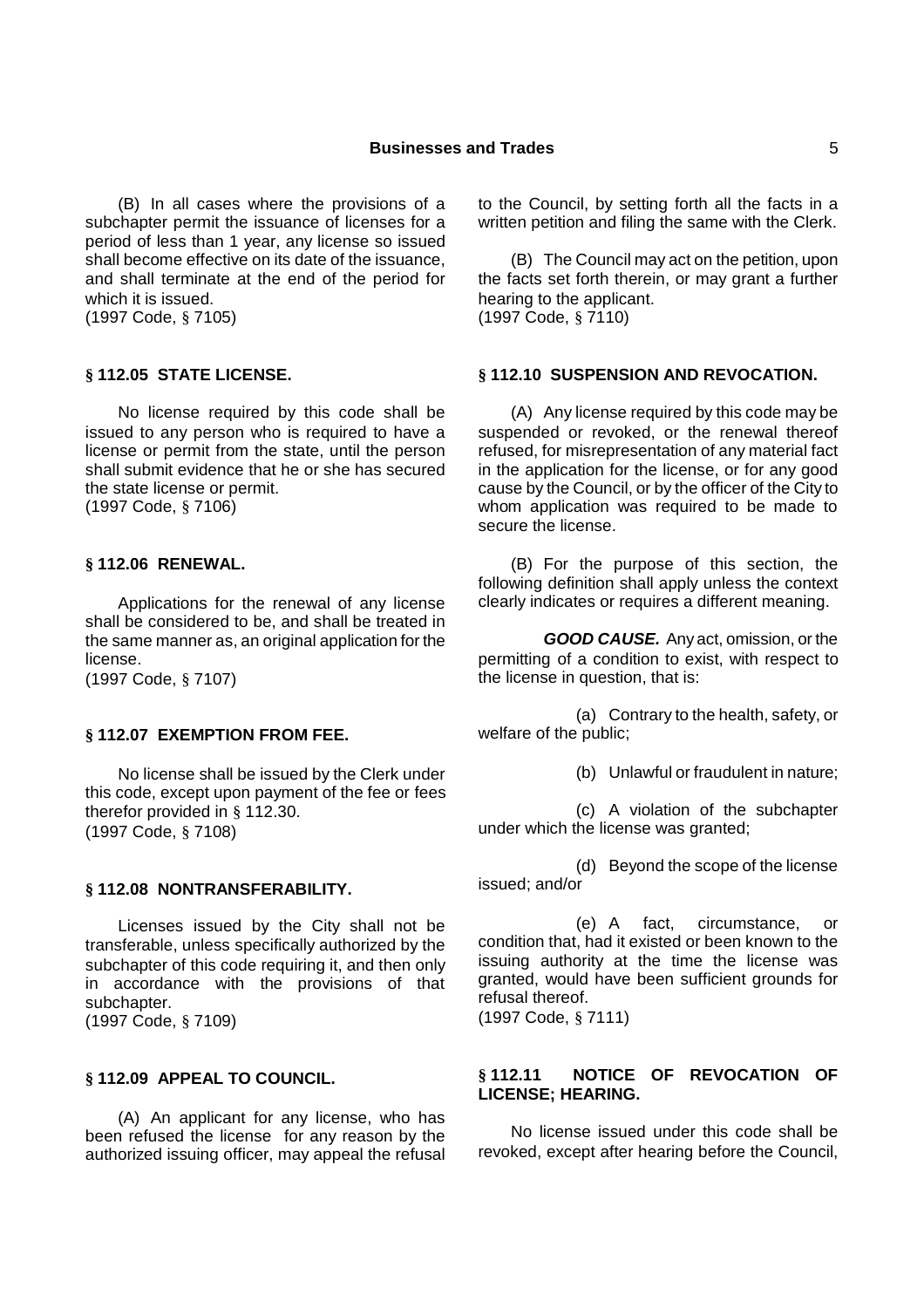(B) In all cases where the provisions of a subchapter permit the issuance of licenses for a period of less than 1 year, any license so issued shall become effective on its date of the issuance, and shall terminate at the end of the period for which it is issued.
(1997 Code, § 7105)

### § 112.05 STATE LICENSE.

No license required by this code shall be issued to any person who is required to have a license or permit from the state, until the person shall submit evidence that he or she has secured the state license or permit.
(1997 Code, § 7106)

### § 112.06 RENEWAL.

Applications for the renewal of any license shall be considered to be, and shall be treated in the same manner as, an original application for the license.
(1997 Code, § 7107)

### § 112.07 EXEMPTION FROM FEE.

No license shall be issued by the Clerk under this code, except upon payment of the fee or fees therefor provided in § 112.30.
(1997 Code, § 7108)

### § 112.08 NONTRANSFERABILITY.

Licenses issued by the City shall not be transferable, unless specifically authorized by the subchapter of this code requiring it, and then only in accordance with the provisions of that subchapter.
(1997 Code, § 7109)

### § 112.09 APPEAL TO COUNCIL.

(A) An applicant for any license, who has been refused the license for any reason by the authorized issuing officer, may appeal the refusal to the Council, by setting forth all the facts in a written petition and filing the same with the Clerk.

(B) The Council may act on the petition, upon the facts set forth therein, or may grant a further hearing to the applicant.
(1997 Code, § 7110)

### § 112.10 SUSPENSION AND REVOCATION.

(A) Any license required by this code may be suspended or revoked, or the renewal thereof refused, for misrepresentation of any material fact in the application for the license, or for any good cause by the Council, or by the officer of the City to whom application was required to be made to secure the license.

(B) For the purpose of this section, the following definition shall apply unless the context clearly indicates or requires a different meaning.

***GOOD CAUSE.*** Any act, omission, or the permitting of a condition to exist, with respect to the license in question, that is:

(a) Contrary to the health, safety, or welfare of the public;

(b) Unlawful or fraudulent in nature;

(c) A violation of the subchapter under which the license was granted;

(d) Beyond the scope of the license issued; and/or

(e) A fact, circumstance, or condition that, had it existed or been known to the issuing authority at the time the license was granted, would have been sufficient grounds for refusal thereof.
(1997 Code, § 7111)

### § 112.11 NOTICE OF REVOCATION OF LICENSE; HEARING.

No license issued under this code shall be revoked, except after hearing before the Council,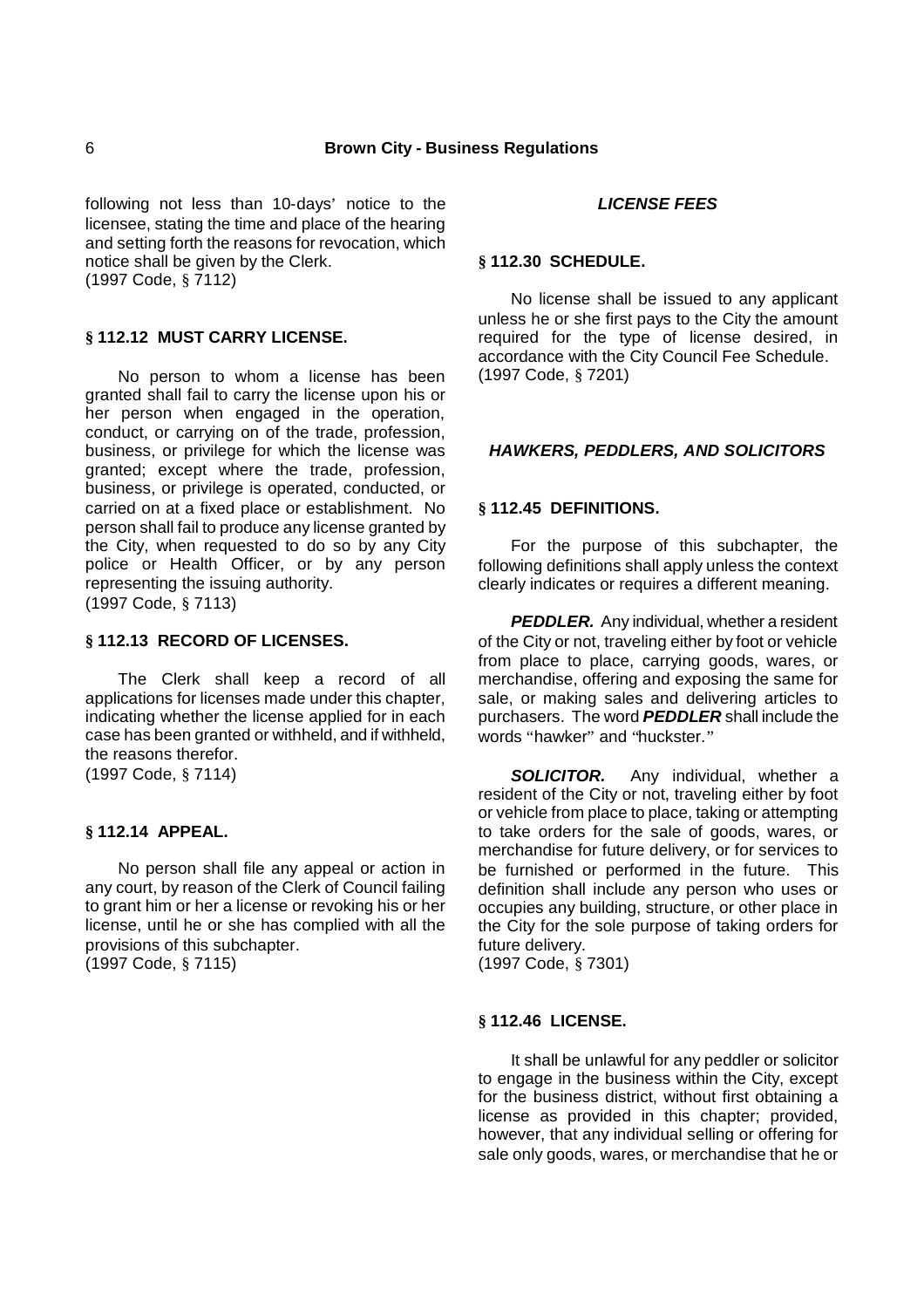following not less than 10-days' notice to the licensee, stating the time and place of the hearing and setting forth the reasons for revocation, which notice shall be given by the Clerk.
(1997 Code, § 7112)

### § 112.12 MUST CARRY LICENSE.

No person to whom a license has been granted shall fail to carry the license upon his or her person when engaged in the operation, conduct, or carrying on of the trade, profession, business, or privilege for which the license was granted; except where the trade, profession, business, or privilege is operated, conducted, or carried on at a fixed place or establishment. No person shall fail to produce any license granted by the City, when requested to do so by any City police or Health Officer, or by any person representing the issuing authority.
(1997 Code, § 7113)

### § 112.13 RECORD OF LICENSES.

The Clerk shall keep a record of all applications for licenses made under this chapter, indicating whether the license applied for in each case has been granted or withheld, and if withheld, the reasons therefor.
(1997 Code, § 7114)

### § 112.14 APPEAL.

No person shall file any appeal or action in any court, by reason of the Clerk of Council failing to grant him or her a license or revoking his or her license, until he or she has complied with all the provisions of this subchapter.
(1997 Code, § 7115)

## *LICENSE FEES*

### § 112.30 SCHEDULE.

No license shall be issued to any applicant unless he or she first pays to the City the amount required for the type of license desired, in accordance with the City Council Fee Schedule.
(1997 Code, § 7201)

## *HAWKERS, PEDDLERS, AND SOLICITORS*

### § 112.45 DEFINITIONS.

For the purpose of this subchapter, the following definitions shall apply unless the context clearly indicates or requires a different meaning.

***PEDDLER.*** Any individual, whether a resident of the City or not, traveling either by foot or vehicle from place to place, carrying goods, wares, or merchandise, offering and exposing the same for sale, or making sales and delivering articles to purchasers. The word ***PEDDLER*** shall include the words "hawker" and "huckster."

***SOLICITOR.*** Any individual, whether a resident of the City or not, traveling either by foot or vehicle from place to place, taking or attempting to take orders for the sale of goods, wares, or merchandise for future delivery, or for services to be furnished or performed in the future. This definition shall include any person who uses or occupies any building, structure, or other place in the City for the sole purpose of taking orders for future delivery.
(1997 Code, § 7301)

### § 112.46 LICENSE.

It shall be unlawful for any peddler or solicitor to engage in the business within the City, except for the business district, without first obtaining a license as provided in this chapter; provided, however, that any individual selling or offering for sale only goods, wares, or merchandise that he or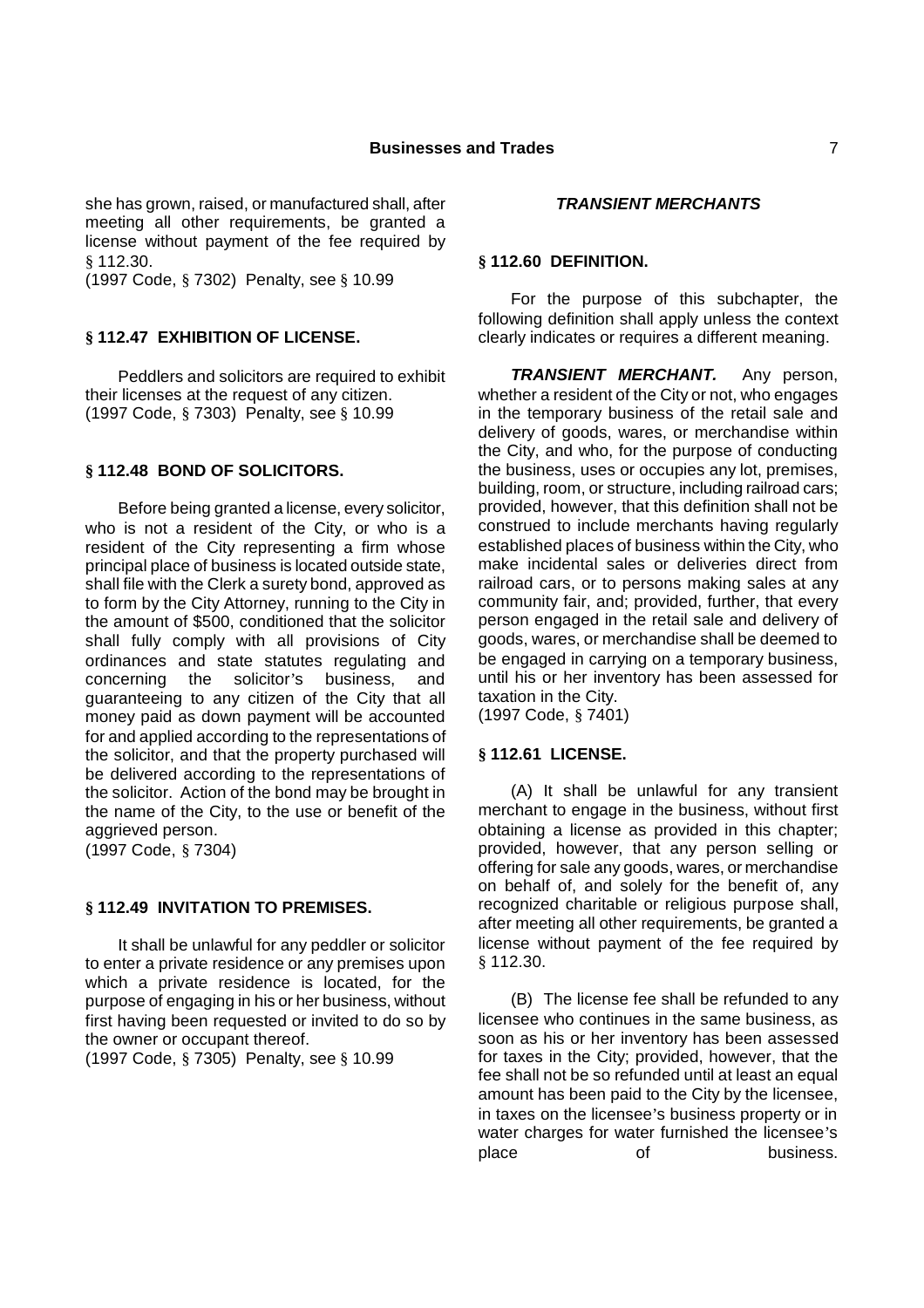she has grown, raised, or manufactured shall, after meeting all other requirements, be granted a license without payment of the fee required by § 112.30.
(1997 Code, § 7302) Penalty, see § 10.99

### § 112.47 EXHIBITION OF LICENSE.

Peddlers and solicitors are required to exhibit their licenses at the request of any citizen.
(1997 Code, § 7303) Penalty, see § 10.99

### § 112.48 BOND OF SOLICITORS.

Before being granted a license, every solicitor, who is not a resident of the City, or who is a resident of the City representing a firm whose principal place of business is located outside state, shall file with the Clerk a surety bond, approved as to form by the City Attorney, running to the City in the amount of $500, conditioned that the solicitor shall fully comply with all provisions of City ordinances and state statutes regulating and concerning the solicitor's business, and guaranteeing to any citizen of the City that all money paid as down payment will be accounted for and applied according to the representations of the solicitor, and that the property purchased will be delivered according to the representations of the solicitor. Action of the bond may be brought in the name of the City, to the use or benefit of the aggrieved person.
(1997 Code, § 7304)

### § 112.49 INVITATION TO PREMISES.

It shall be unlawful for any peddler or solicitor to enter a private residence or any premises upon which a private residence is located, for the purpose of engaging in his or her business, without first having been requested or invited to do so by the owner or occupant thereof.
(1997 Code, § 7305) Penalty, see § 10.99

## ***TRANSIENT MERCHANTS***

### § 112.60 DEFINITION.

For the purpose of this subchapter, the following definition shall apply unless the context clearly indicates or requires a different meaning.

***TRANSIENT MERCHANT.*** Any person, whether a resident of the City or not, who engages in the temporary business of the retail sale and delivery of goods, wares, or merchandise within the City, and who, for the purpose of conducting the business, uses or occupies any lot, premises, building, room, or structure, including railroad cars; provided, however, that this definition shall not be construed to include merchants having regularly established places of business within the City, who make incidental sales or deliveries direct from railroad cars, or to persons making sales at any community fair, and; provided, further, that every person engaged in the retail sale and delivery of goods, wares, or merchandise shall be deemed to be engaged in carrying on a temporary business, until his or her inventory has been assessed for taxation in the City.
(1997 Code, § 7401)

### § 112.61 LICENSE.

(A) It shall be unlawful for any transient merchant to engage in the business, without first obtaining a license as provided in this chapter; provided, however, that any person selling or offering for sale any goods, wares, or merchandise on behalf of, and solely for the benefit of, any recognized charitable or religious purpose shall, after meeting all other requirements, be granted a license without payment of the fee required by § 112.30.

(B) The license fee shall be refunded to any licensee who continues in the same business, as soon as his or her inventory has been assessed for taxes in the City; provided, however, that the fee shall not be so refunded until at least an equal amount has been paid to the City by the licensee, in taxes on the licensee's business property or in water charges for water furnished the licensee's place of business.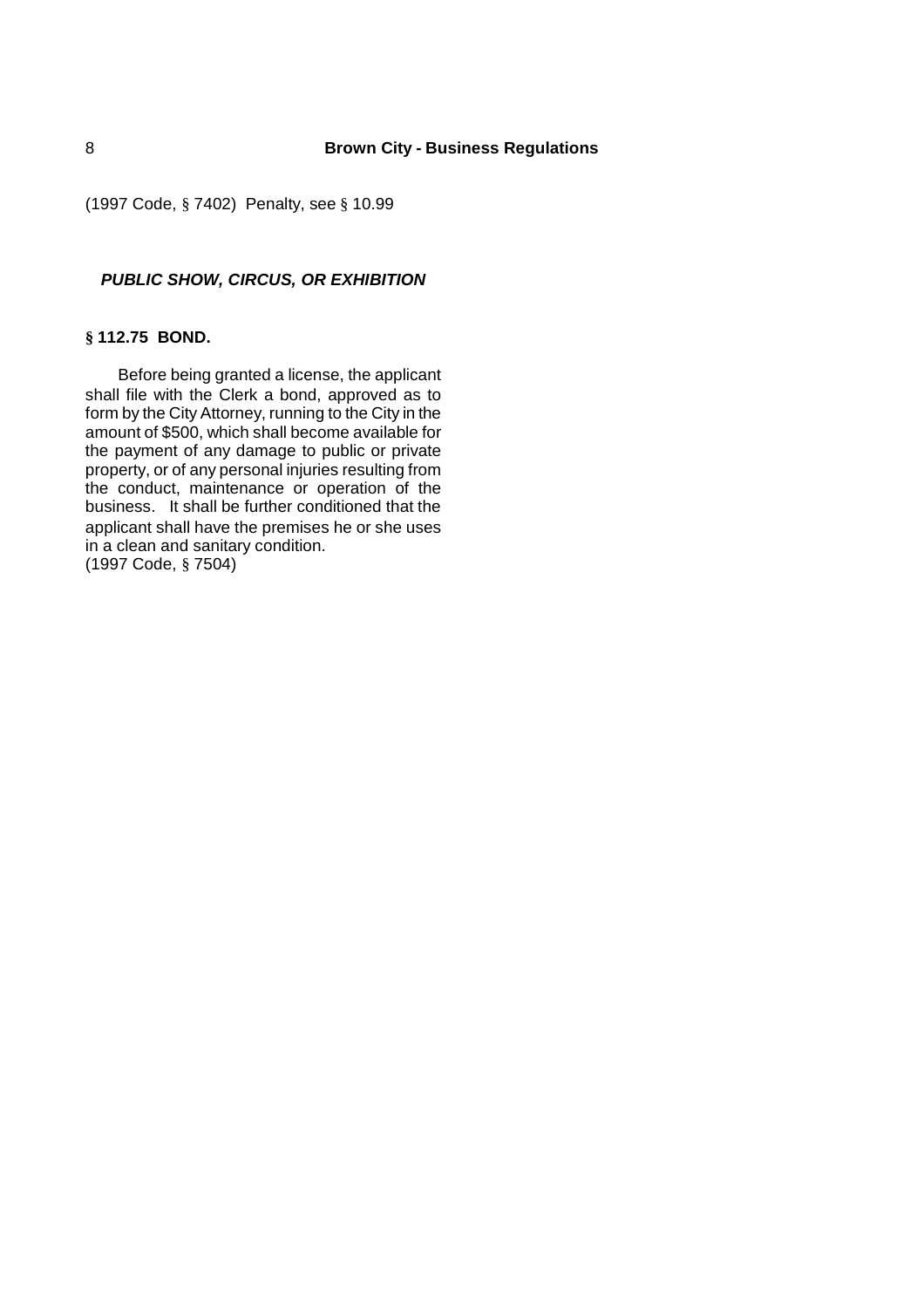(1997 Code, § 7402) Penalty, see § 10.99

***PUBLIC SHOW, CIRCUS, OR EXHIBITION***

**§ 112.75 BOND.**

Before being granted a license, the applicant shall file with the Clerk a bond, approved as to form by the City Attorney, running to the City in the amount of $500, which shall become available for the payment of any damage to public or private property, or of any personal injuries resulting from the conduct, maintenance or operation of the business. It shall be further conditioned that the applicant shall have the premises he or she uses in a clean and sanitary condition.
(1997 Code, § 7504)